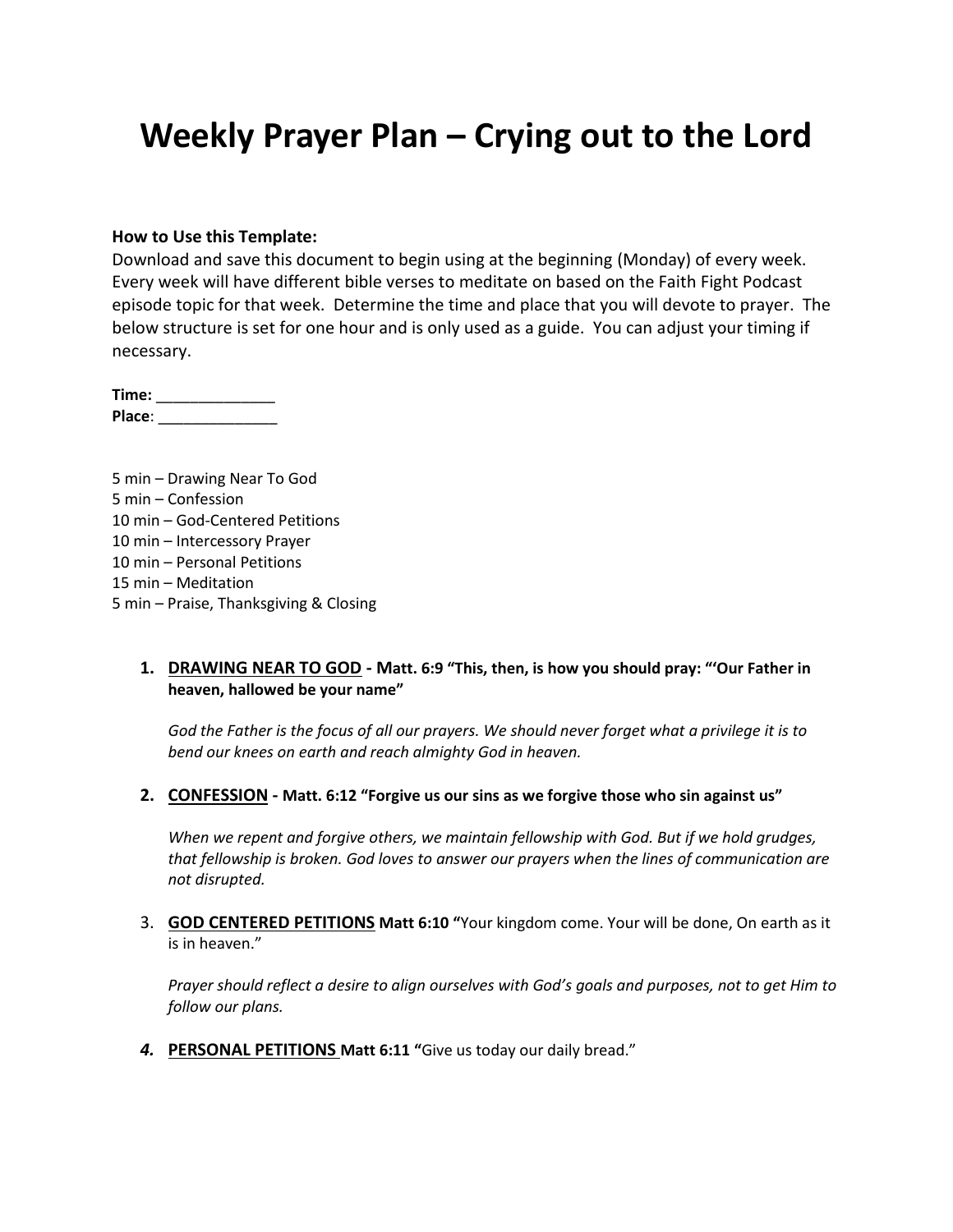# Weekly Prayer Plan – Crying out to the Lord

**How to Use this Template:**
Download and save this document to begin using at the beginning (Monday) of every week. Every week will have different bible verses to meditate on based on the Faith Fight Podcast episode topic for that week. Determine the time and place that you will devote to prayer. The below structure is set for one hour and is only used as a guide. You can adjust your timing if necessary.

**Time:** ______________
**Place**: ______________

5 min – Drawing Near To God
5 min – Confession
10 min – God-Centered Petitions
10 min – Intercessory Prayer
10 min – Personal Petitions
15 min – Meditation
5 min – Praise, Thanksgiving & Closing

1. **DRAWING NEAR TO GOD - Matt. 6:9 "This, then, is how you should pray: "'Our Father in heaven, hallowed be your name"**

   *God the Father is the focus of all our prayers. We should never forget what a privilege it is to bend our knees on earth and reach almighty God in heaven.*

2. **CONFESSION - Matt. 6:12 "Forgive us our sins as we forgive those who sin against us"**

   *When we repent and forgive others, we maintain fellowship with God. But if we hold grudges, that fellowship is broken. God loves to answer our prayers when the lines of communication are not disrupted.*

3. **GOD CENTERED PETITIONS Matt 6:10 "**Your kingdom come. Your will be done, On earth as it is in heaven."

   *Prayer should reflect a desire to align ourselves with God's goals and purposes, not to get Him to follow our plans.*

4. **PERSONAL PETITIONS Matt 6:11 "**Give us today our daily bread."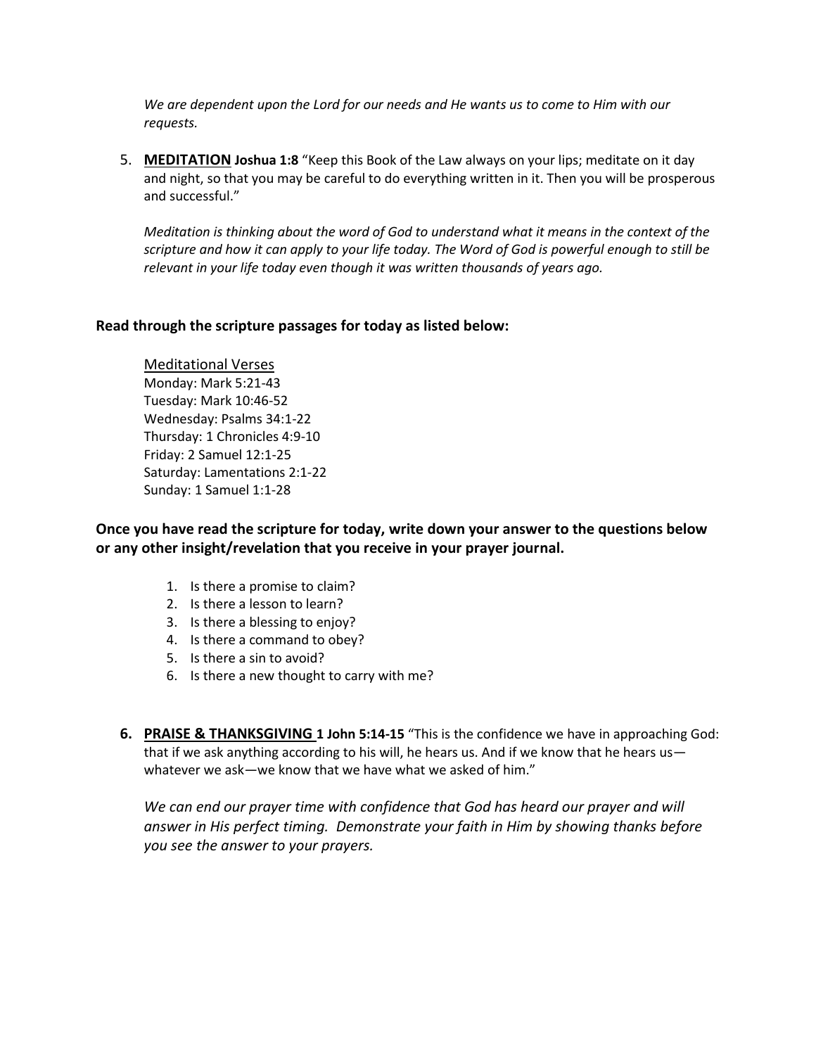*We are dependent upon the Lord for our needs and He wants us to come to Him with our requests.*

5. **MEDITATION** **Joshua 1:8** "Keep this Book of the Law always on your lips; meditate on it day and night, so that you may be careful to do everything written in it. Then you will be prosperous and successful."

   *Meditation is thinking about the word of God to understand what it means in the context of the scripture and how it can apply to your life today. The Word of God is powerful enough to still be relevant in your life today even though it was written thousands of years ago.*

**Read through the scripture passages for today as listed below:**

Meditational Verses
Monday: Mark 5:21-43
Tuesday: Mark 10:46-52
Wednesday: Psalms 34:1-22
Thursday: 1 Chronicles 4:9-10
Friday: 2 Samuel 12:1-25
Saturday: Lamentations 2:1-22
Sunday: 1 Samuel 1:1-28

**Once you have read the scripture for today, write down your answer to the questions below or any other insight/revelation that you receive in your prayer journal.**

1. Is there a promise to claim?
2. Is there a lesson to learn?
3. Is there a blessing to enjoy?
4. Is there a command to obey?
5. Is there a sin to avoid?
6. Is there a new thought to carry with me?

6. **PRAISE & THANKSGIVING** **1 John 5:14-15** "This is the confidence we have in approaching God: that if we ask anything according to his will, he hears us. And if we know that he hears us—whatever we ask—we know that we have what we asked of him."

   *We can end our prayer time with confidence that God has heard our prayer and will answer in His perfect timing. Demonstrate your faith in Him by showing thanks before you see the answer to your prayers.*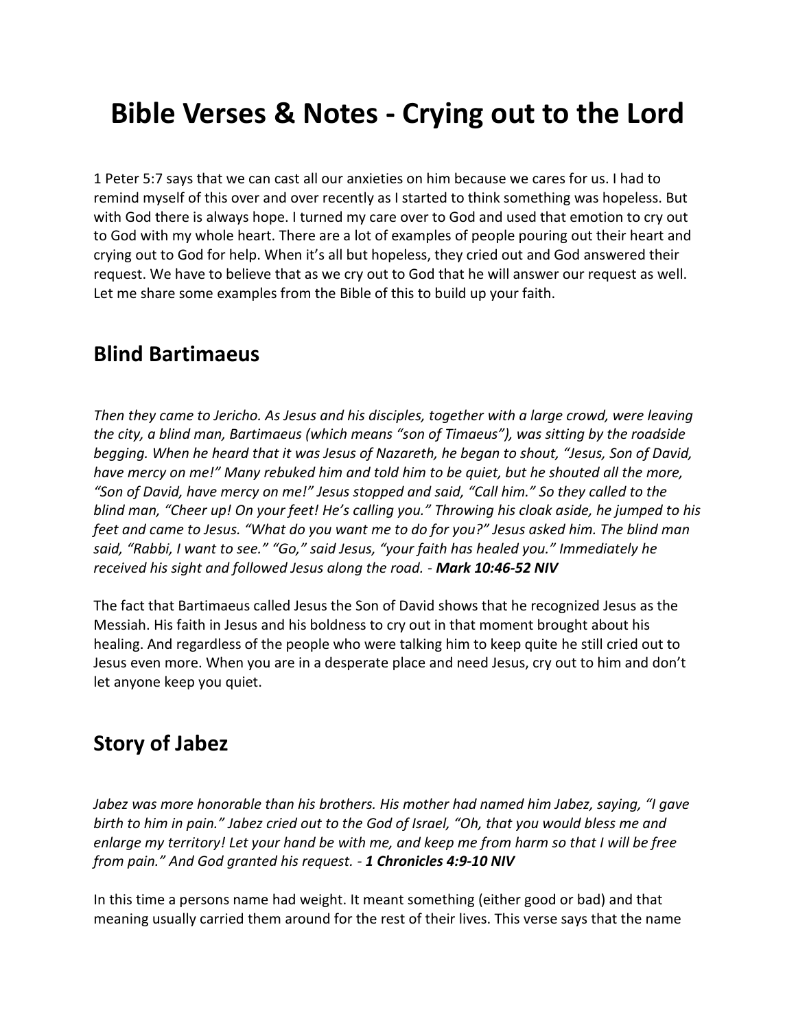# Bible Verses & Notes - Crying out to the Lord

1 Peter 5:7 says that we can cast all our anxieties on him because we cares for us. I had to remind myself of this over and over recently as I started to think something was hopeless. But with God there is always hope. I turned my care over to God and used that emotion to cry out to God with my whole heart. There are a lot of examples of people pouring out their heart and crying out to God for help. When it's all but hopeless, they cried out and God answered their request. We have to believe that as we cry out to God that he will answer our request as well. Let me share some examples from the Bible of this to build up your faith.

## Blind Bartimaeus

*Then they came to Jericho. As Jesus and his disciples, together with a large crowd, were leaving the city, a blind man, Bartimaeus (which means "son of Timaeus"), was sitting by the roadside begging. When he heard that it was Jesus of Nazareth, he began to shout, "Jesus, Son of David, have mercy on me!" Many rebuked him and told him to be quiet, but he shouted all the more, "Son of David, have mercy on me!" Jesus stopped and said, "Call him." So they called to the blind man, "Cheer up! On your feet! He's calling you." Throwing his cloak aside, he jumped to his feet and came to Jesus. "What do you want me to do for you?" Jesus asked him. The blind man said, "Rabbi, I want to see." "Go," said Jesus, "your faith has healed you." Immediately he received his sight and followed Jesus along the road.* - ***Mark 10:46-52 NIV***

The fact that Bartimaeus called Jesus the Son of David shows that he recognized Jesus as the Messiah. His faith in Jesus and his boldness to cry out in that moment brought about his healing. And regardless of the people who were talking him to keep quite he still cried out to Jesus even more. When you are in a desperate place and need Jesus, cry out to him and don't let anyone keep you quiet.

## Story of Jabez

*Jabez was more honorable than his brothers. His mother had named him Jabez, saying, "I gave birth to him in pain." Jabez cried out to the God of Israel, "Oh, that you would bless me and enlarge my territory! Let your hand be with me, and keep me from harm so that I will be free from pain." And God granted his request.* - ***1 Chronicles 4:9-10 NIV***

In this time a persons name had weight. It meant something (either good or bad) and that meaning usually carried them around for the rest of their lives. This verse says that the name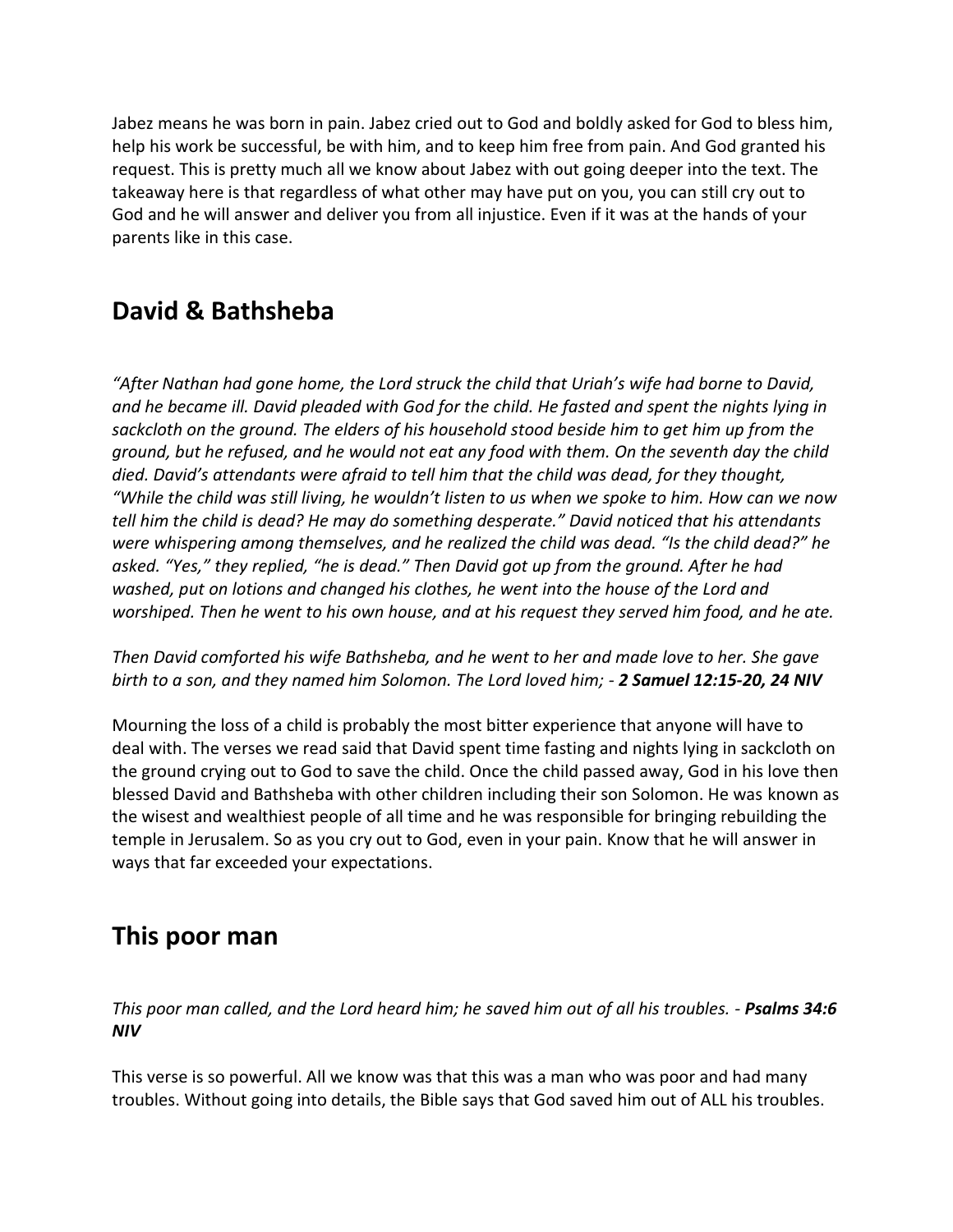Jabez means he was born in pain. Jabez cried out to God and boldly asked for God to bless him, help his work be successful, be with him, and to keep him free from pain. And God granted his request. This is pretty much all we know about Jabez with out going deeper into the text. The takeaway here is that regardless of what other may have put on you, you can still cry out to God and he will answer and deliver you from all injustice. Even if it was at the hands of your parents like in this case.

## David & Bathsheba

*"After Nathan had gone home, the Lord struck the child that Uriah's wife had borne to David, and he became ill. David pleaded with God for the child. He fasted and spent the nights lying in sackcloth on the ground. The elders of his household stood beside him to get him up from the ground, but he refused, and he would not eat any food with them. On the seventh day the child died. David's attendants were afraid to tell him that the child was dead, for they thought, "While the child was still living, he wouldn't listen to us when we spoke to him. How can we now tell him the child is dead? He may do something desperate." David noticed that his attendants were whispering among themselves, and he realized the child was dead. "Is the child dead?" he asked. "Yes," they replied, "he is dead." Then David got up from the ground. After he had washed, put on lotions and changed his clothes, he went into the house of the Lord and worshiped. Then he went to his own house, and at his request they served him food, and he ate.*

*Then David comforted his wife Bathsheba, and he went to her and made love to her. She gave birth to a son, and they named him Solomon. The Lord loved him; -* ***2 Samuel 12:15-20, 24 NIV***

Mourning the loss of a child is probably the most bitter experience that anyone will have to deal with. The verses we read said that David spent time fasting and nights lying in sackcloth on the ground crying out to God to save the child. Once the child passed away, God in his love then blessed David and Bathsheba with other children including their son Solomon. He was known as the wisest and wealthiest people of all time and he was responsible for bringing rebuilding the temple in Jerusalem. So as you cry out to God, even in your pain. Know that he will answer in ways that far exceeded your expectations.

## This poor man

*This poor man called, and the Lord heard him; he saved him out of all his troubles. -* ***Psalms 34:6 NIV***

This verse is so powerful. All we know was that this was a man who was poor and had many troubles. Without going into details, the Bible says that God saved him out of ALL his troubles.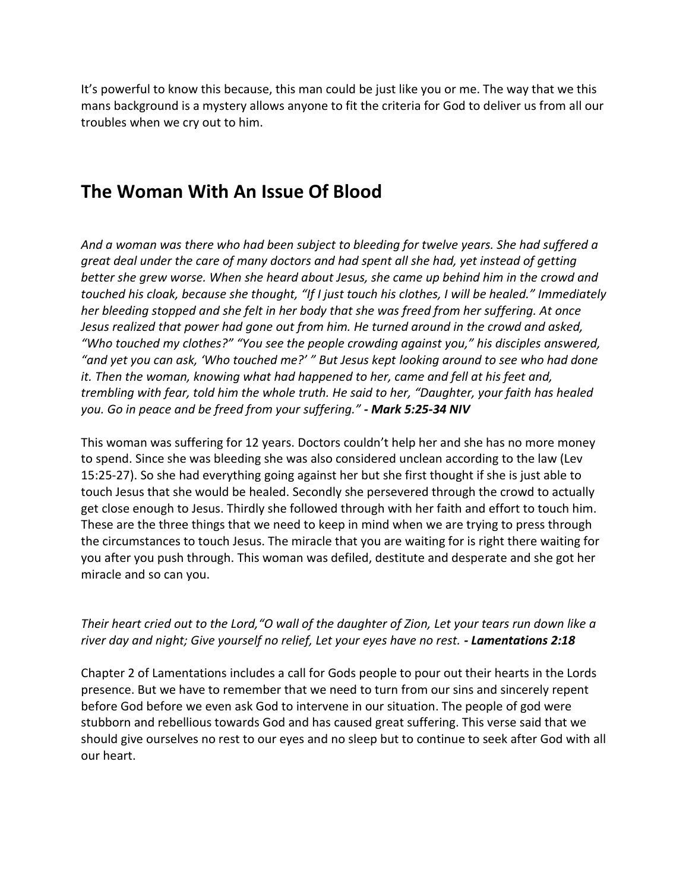It's powerful to know this because, this man could be just like you or me. The way that we this mans background is a mystery allows anyone to fit the criteria for God to deliver us from all our troubles when we cry out to him.

## The Woman With An Issue Of Blood

*And a woman was there who had been subject to bleeding for twelve years. She had suffered a great deal under the care of many doctors and had spent all she had, yet instead of getting better she grew worse. When she heard about Jesus, she came up behind him in the crowd and touched his cloak, because she thought, "If I just touch his clothes, I will be healed." Immediately her bleeding stopped and she felt in her body that she was freed from her suffering. At once Jesus realized that power had gone out from him. He turned around in the crowd and asked, "Who touched my clothes?" "You see the people crowding against you," his disciples answered, "and yet you can ask, 'Who touched me?' " But Jesus kept looking around to see who had done it. Then the woman, knowing what had happened to her, came and fell at his feet and, trembling with fear, told him the whole truth. He said to her, "Daughter, your faith has healed you. Go in peace and be freed from your suffering." **- Mark 5:25-34 NIV***

This woman was suffering for 12 years. Doctors couldn't help her and she has no more money to spend. Since she was bleeding she was also considered unclean according to the law (Lev 15:25-27). So she had everything going against her but she first thought if she is just able to touch Jesus that she would be healed. Secondly she persevered through the crowd to actually get close enough to Jesus. Thirdly she followed through with her faith and effort to touch him. These are the three things that we need to keep in mind when we are trying to press through the circumstances to touch Jesus. The miracle that you are waiting for is right there waiting for you after you push through. This woman was defiled, destitute and desperate and she got her miracle and so can you.

*Their heart cried out to the Lord,"O wall of the daughter of Zion, Let your tears run down like a river day and night; Give yourself no relief, Let your eyes have no rest. **- Lamentations 2:18***

Chapter 2 of Lamentations includes a call for Gods people to pour out their hearts in the Lords presence. But we have to remember that we need to turn from our sins and sincerely repent before God before we even ask God to intervene in our situation. The people of god were stubborn and rebellious towards God and has caused great suffering. This verse said that we should give ourselves no rest to our eyes and no sleep but to continue to seek after God with all our heart.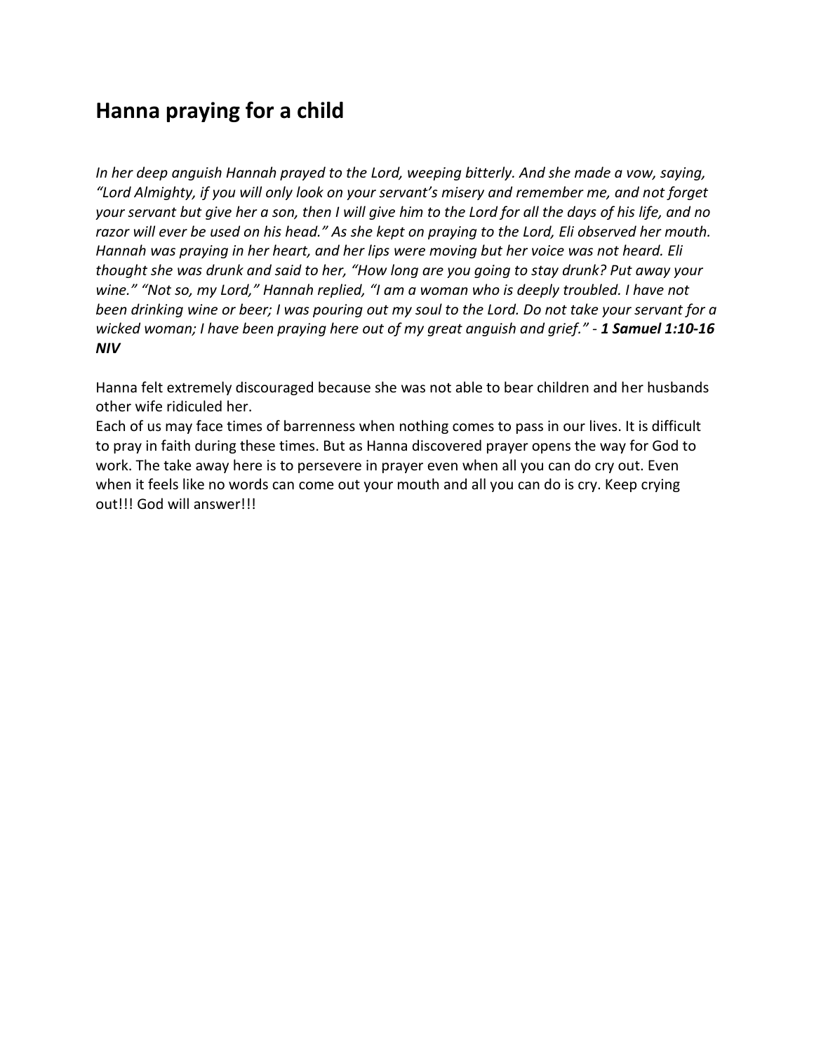## Hanna praying for a child

*In her deep anguish Hannah prayed to the Lord, weeping bitterly. And she made a vow, saying, "Lord Almighty, if you will only look on your servant's misery and remember me, and not forget your servant but give her a son, then I will give him to the Lord for all the days of his life, and no razor will ever be used on his head." As she kept on praying to the Lord, Eli observed her mouth. Hannah was praying in her heart, and her lips were moving but her voice was not heard. Eli thought she was drunk and said to her, "How long are you going to stay drunk? Put away your wine." "Not so, my Lord," Hannah replied, "I am a woman who is deeply troubled. I have not been drinking wine or beer; I was pouring out my soul to the Lord. Do not take your servant for a wicked woman; I have been praying here out of my great anguish and grief."* - ***1 Samuel 1:10-16 NIV***

Hanna felt extremely discouraged because she was not able to bear children and her husbands other wife ridiculed her.
Each of us may face times of barrenness when nothing comes to pass in our lives. It is difficult to pray in faith during these times. But as Hanna discovered prayer opens the way for God to work. The take away here is to persevere in prayer even when all you can do cry out. Even when it feels like no words can come out your mouth and all you can do is cry. Keep crying out!!! God will answer!!!